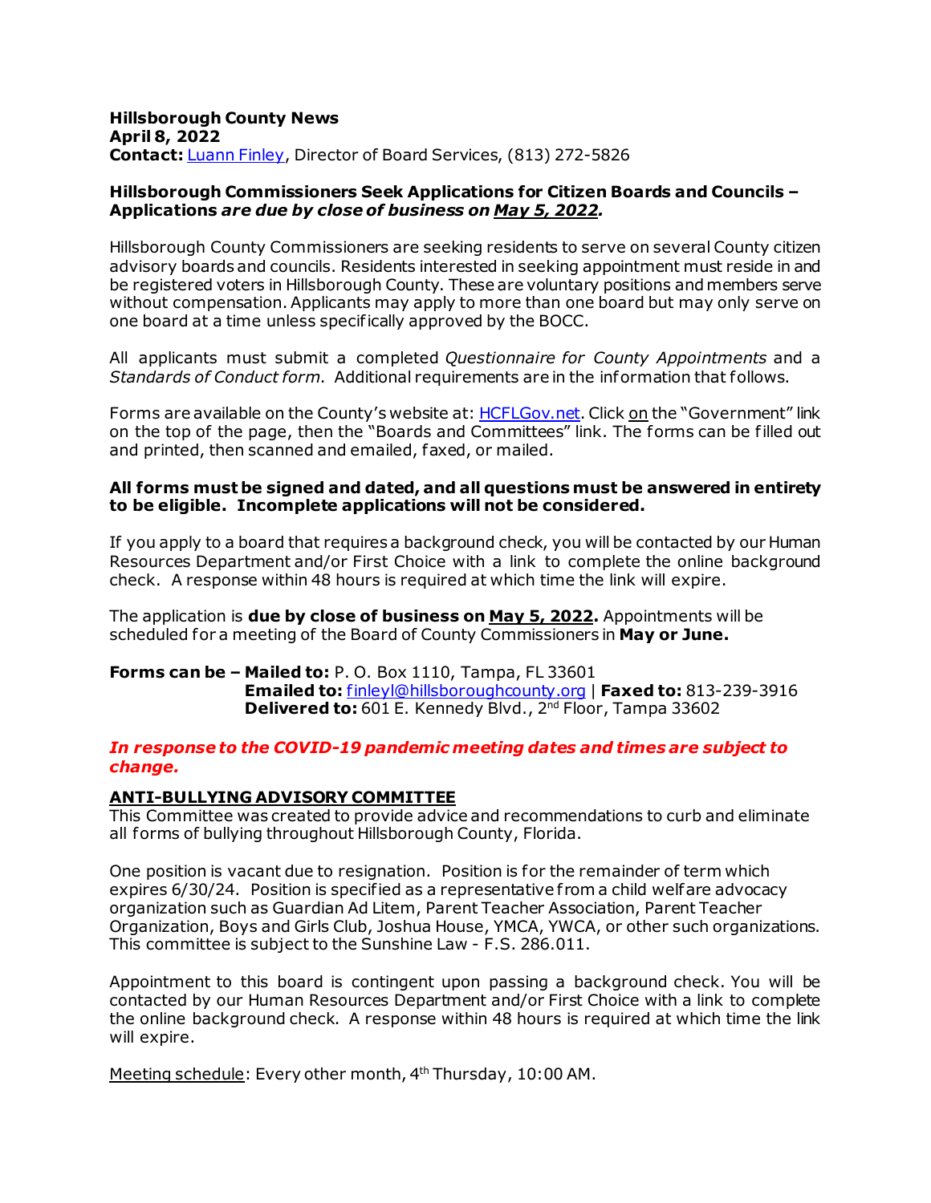**Hillsborough County News**
**April 8, 2022**
**Contact:** Luann Finley, Director of Board Services, (813) 272-5826

**Hillsborough Commissioners Seek Applications for Citizen Boards and Councils – Applications *are due by close of business on May 5, 2022.***

Hillsborough County Commissioners are seeking residents to serve on several County citizen advisory boards and councils. Residents interested in seeking appointment must reside in and be registered voters in Hillsborough County. These are voluntary positions and members serve without compensation. Applicants may apply to more than one board but may only serve on one board at a time unless specifically approved by the BOCC.

All applicants must submit a completed *Questionnaire for County Appointments* and a *Standards of Conduct form*. Additional requirements are in the information that follows.

Forms are available on the County's website at: HCFLGov.net. Click on the "Government" link on the top of the page, then the "Boards and Committees" link. The forms can be filled out and printed, then scanned and emailed, faxed, or mailed.

**All forms must be signed and dated, and all questions must be answered in entirety to be eligible. Incomplete applications will not be considered.**

If you apply to a board that requires a background check, you will be contacted by our Human Resources Department and/or First Choice with a link to complete the online background check. A response within 48 hours is required at which time the link will expire.

The application is **due by close of business on May 5, 2022.** Appointments will be scheduled for a meeting of the Board of County Commissioners in **May or June.**

**Forms can be – Mailed to:** P. O. Box 1110, Tampa, FL 33601
**Emailed to:** finleyl@hillsboroughcounty.org | **Faxed to:** 813-239-3916
**Delivered to:** 601 E. Kennedy Blvd., 2nd Floor, Tampa 33602

***In response to the COVID-19 pandemic meeting dates and times are subject to change.***

**ANTI-BULLYING ADVISORY COMMITTEE**

This Committee was created to provide advice and recommendations to curb and eliminate all forms of bullying throughout Hillsborough County, Florida.

One position is vacant due to resignation. Position is for the remainder of term which expires 6/30/24. Position is specified as a representative from a child welfare advocacy organization such as Guardian Ad Litem, Parent Teacher Association, Parent Teacher Organization, Boys and Girls Club, Joshua House, YMCA, YWCA, or other such organizations. This committee is subject to the Sunshine Law - F.S. 286.011.

Appointment to this board is contingent upon passing a background check. You will be contacted by our Human Resources Department and/or First Choice with a link to complete the online background check. A response within 48 hours is required at which time the link will expire.

Meeting schedule: Every other month, 4th Thursday, 10:00 AM.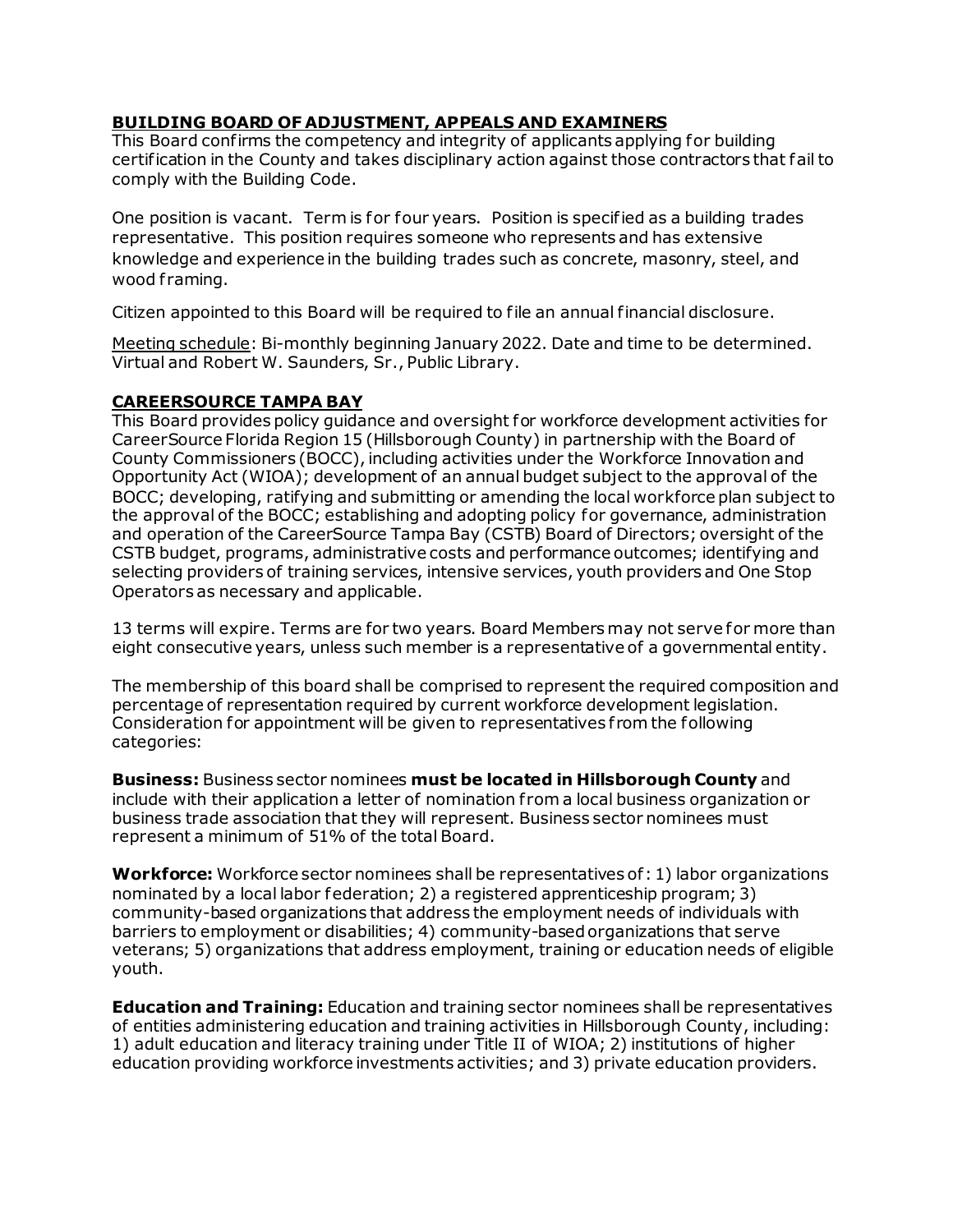## BUILDING BOARD OF ADJUSTMENT, APPEALS AND EXAMINERS

This Board confirms the competency and integrity of applicants applying for building certification in the County and takes disciplinary action against those contractors that fail to comply with the Building Code.

One position is vacant. Term is for four years. Position is specified as a building trades representative. This position requires someone who represents and has extensive knowledge and experience in the building trades such as concrete, masonry, steel, and wood framing.

Citizen appointed to this Board will be required to file an annual financial disclosure.

Meeting schedule: Bi-monthly beginning January 2022. Date and time to be determined. Virtual and Robert W. Saunders, Sr., Public Library.

## CAREERSOURCE TAMPA BAY

This Board provides policy guidance and oversight for workforce development activities for CareerSource Florida Region 15 (Hillsborough County) in partnership with the Board of County Commissioners (BOCC), including activities under the Workforce Innovation and Opportunity Act (WIOA); development of an annual budget subject to the approval of the BOCC; developing, ratifying and submitting or amending the local workforce plan subject to the approval of the BOCC; establishing and adopting policy for governance, administration and operation of the CareerSource Tampa Bay (CSTB) Board of Directors; oversight of the CSTB budget, programs, administrative costs and performance outcomes; identifying and selecting providers of training services, intensive services, youth providers and One Stop Operators as necessary and applicable.

13 terms will expire. Terms are for two years. Board Members may not serve for more than eight consecutive years, unless such member is a representative of a governmental entity.

The membership of this board shall be comprised to represent the required composition and percentage of representation required by current workforce development legislation. Consideration for appointment will be given to representatives from the following categories:

**Business:** Business sector nominees **must be located in Hillsborough County** and include with their application a letter of nomination from a local business organization or business trade association that they will represent. Business sector nominees must represent a minimum of 51% of the total Board.

**Workforce:** Workforce sector nominees shall be representatives of: 1) labor organizations nominated by a local labor federation; 2) a registered apprenticeship program; 3) community-based organizations that address the employment needs of individuals with barriers to employment or disabilities; 4) community-based organizations that serve veterans; 5) organizations that address employment, training or education needs of eligible youth.

**Education and Training:** Education and training sector nominees shall be representatives of entities administering education and training activities in Hillsborough County, including: 1) adult education and literacy training under Title II of WIOA; 2) institutions of higher education providing workforce investments activities; and 3) private education providers.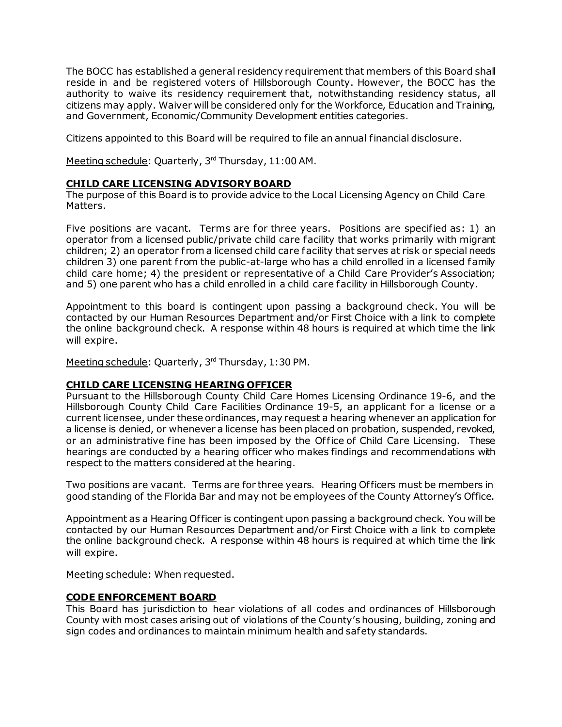The BOCC has established a general residency requirement that members of this Board shall reside in and be registered voters of Hillsborough County. However, the BOCC has the authority to waive its residency requirement that, notwithstanding residency status, all citizens may apply. Waiver will be considered only for the Workforce, Education and Training, and Government, Economic/Community Development entities categories.

Citizens appointed to this Board will be required to file an annual financial disclosure.

Meeting schedule: Quarterly, 3rd Thursday, 11:00 AM.

## CHILD CARE LICENSING ADVISORY BOARD

The purpose of this Board is to provide advice to the Local Licensing Agency on Child Care Matters.

Five positions are vacant. Terms are for three years. Positions are specified as: 1) an operator from a licensed public/private child care facility that works primarily with migrant children; 2) an operator from a licensed child care facility that serves at risk or special needs children 3) one parent from the public-at-large who has a child enrolled in a licensed family child care home; 4) the president or representative of a Child Care Provider's Association; and 5) one parent who has a child enrolled in a child care facility in Hillsborough County.

Appointment to this board is contingent upon passing a background check. You will be contacted by our Human Resources Department and/or First Choice with a link to complete the online background check. A response within 48 hours is required at which time the link will expire.

Meeting schedule: Quarterly, 3rd Thursday, 1:30 PM.

## CHILD CARE LICENSING HEARING OFFICER

Pursuant to the Hillsborough County Child Care Homes Licensing Ordinance 19-6, and the Hillsborough County Child Care Facilities Ordinance 19-5, an applicant for a license or a current licensee, under these ordinances, may request a hearing whenever an application for a license is denied, or whenever a license has been placed on probation, suspended, revoked, or an administrative fine has been imposed by the Office of Child Care Licensing. These hearings are conducted by a hearing officer who makes findings and recommendations with respect to the matters considered at the hearing.

Two positions are vacant. Terms are for three years. Hearing Officers must be members in good standing of the Florida Bar and may not be employees of the County Attorney's Office.

Appointment as a Hearing Officer is contingent upon passing a background check. You will be contacted by our Human Resources Department and/or First Choice with a link to complete the online background check. A response within 48 hours is required at which time the link will expire.

Meeting schedule: When requested.

## CODE ENFORCEMENT BOARD

This Board has jurisdiction to hear violations of all codes and ordinances of Hillsborough County with most cases arising out of violations of the County's housing, building, zoning and sign codes and ordinances to maintain minimum health and safety standards.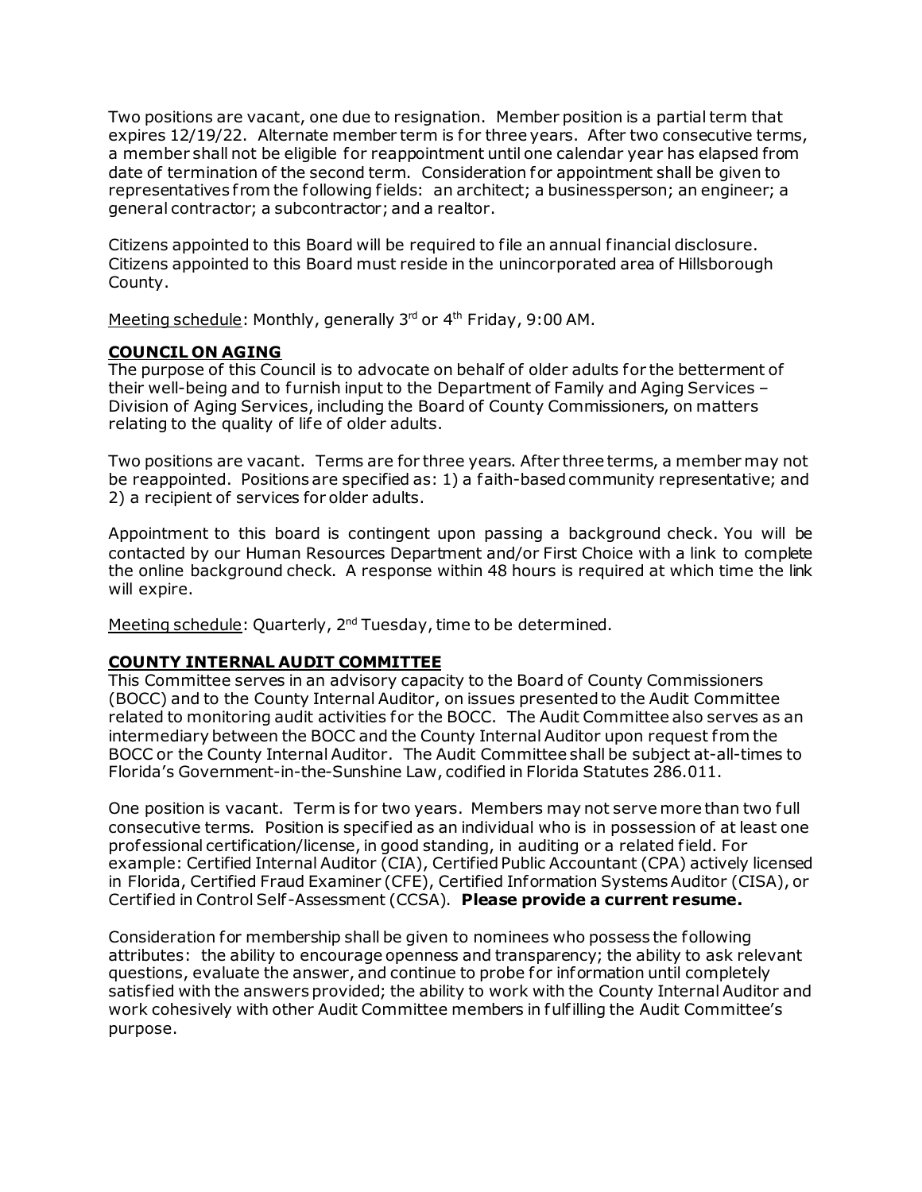Two positions are vacant, one due to resignation. Member position is a partial term that expires 12/19/22. Alternate member term is for three years. After two consecutive terms, a member shall not be eligible for reappointment until one calendar year has elapsed from date of termination of the second term. Consideration for appointment shall be given to representatives from the following fields: an architect; a businessperson; an engineer; a general contractor; a subcontractor; and a realtor.

Citizens appointed to this Board will be required to file an annual financial disclosure. Citizens appointed to this Board must reside in the unincorporated area of Hillsborough County.

Meeting schedule: Monthly, generally 3rd or 4th Friday, 9:00 AM.

## COUNCIL ON AGING

The purpose of this Council is to advocate on behalf of older adults for the betterment of their well-being and to furnish input to the Department of Family and Aging Services – Division of Aging Services, including the Board of County Commissioners, on matters relating to the quality of life of older adults.

Two positions are vacant. Terms are for three years. After three terms, a member may not be reappointed. Positions are specified as: 1) a faith-based community representative; and 2) a recipient of services for older adults.

Appointment to this board is contingent upon passing a background check. You will be contacted by our Human Resources Department and/or First Choice with a link to complete the online background check. A response within 48 hours is required at which time the link will expire.

Meeting schedule: Quarterly, 2nd Tuesday, time to be determined.

## COUNTY INTERNAL AUDIT COMMITTEE

This Committee serves in an advisory capacity to the Board of County Commissioners (BOCC) and to the County Internal Auditor, on issues presented to the Audit Committee related to monitoring audit activities for the BOCC. The Audit Committee also serves as an intermediary between the BOCC and the County Internal Auditor upon request from the BOCC or the County Internal Auditor. The Audit Committee shall be subject at-all-times to Florida's Government-in-the-Sunshine Law, codified in Florida Statutes 286.011.

One position is vacant. Term is for two years. Members may not serve more than two full consecutive terms. Position is specified as an individual who is in possession of at least one professional certification/license, in good standing, in auditing or a related field. For example: Certified Internal Auditor (CIA), Certified Public Accountant (CPA) actively licensed in Florida, Certified Fraud Examiner (CFE), Certified Information Systems Auditor (CISA), or Certified in Control Self-Assessment (CCSA). **Please provide a current resume.**

Consideration for membership shall be given to nominees who possess the following attributes: the ability to encourage openness and transparency; the ability to ask relevant questions, evaluate the answer, and continue to probe for information until completely satisfied with the answers provided; the ability to work with the County Internal Auditor and work cohesively with other Audit Committee members in fulfilling the Audit Committee's purpose.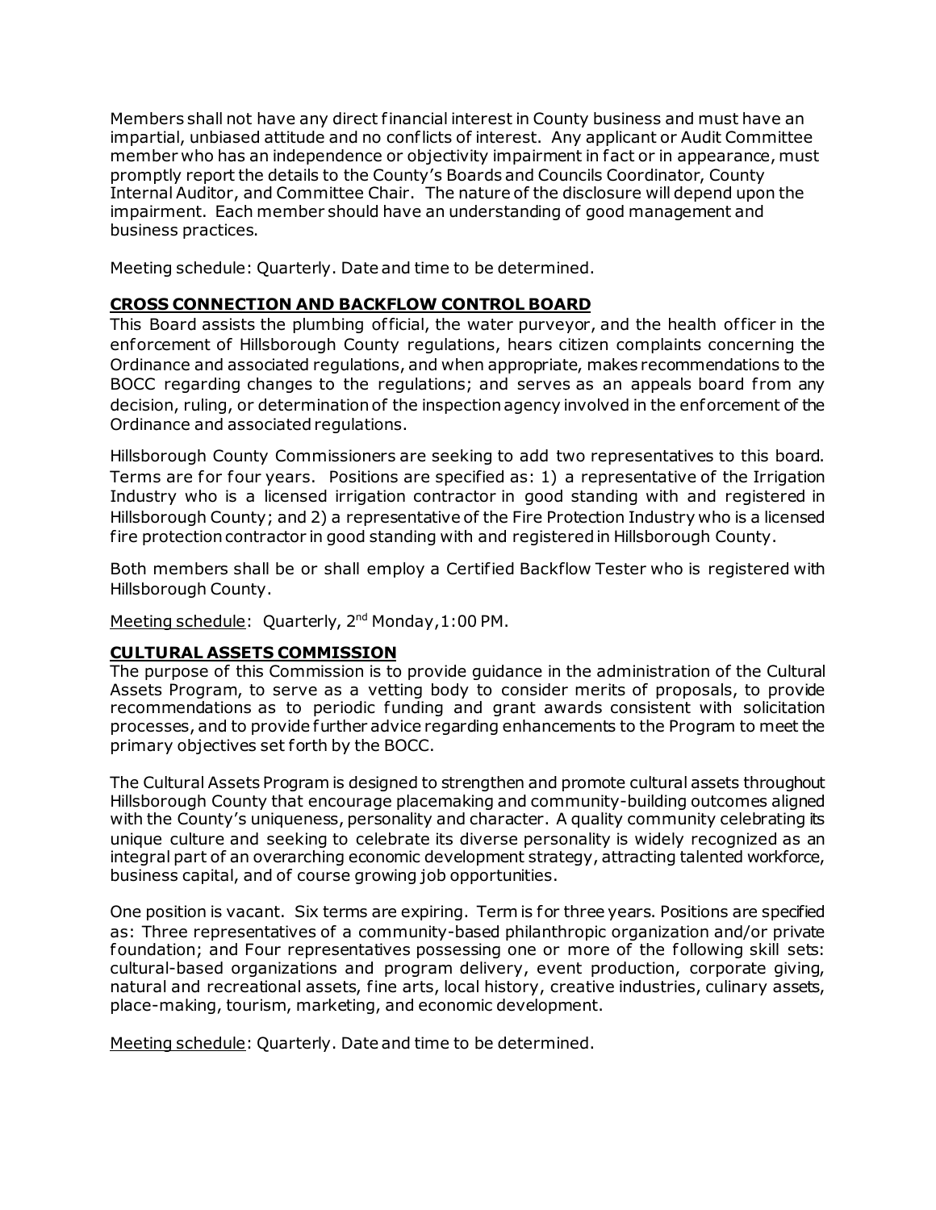Members shall not have any direct financial interest in County business and must have an impartial, unbiased attitude and no conflicts of interest. Any applicant or Audit Committee member who has an independence or objectivity impairment in fact or in appearance, must promptly report the details to the County's Boards and Councils Coordinator, County Internal Auditor, and Committee Chair. The nature of the disclosure will depend upon the impairment. Each member should have an understanding of good management and business practices.

Meeting schedule: Quarterly. Date and time to be determined.

## **CROSS CONNECTION AND BACKFLOW CONTROL BOARD**

This Board assists the plumbing official, the water purveyor, and the health officer in the enforcement of Hillsborough County regulations, hears citizen complaints concerning the Ordinance and associated regulations, and when appropriate, makes recommendations to the BOCC regarding changes to the regulations; and serves as an appeals board from any decision, ruling, or determination of the inspection agency involved in the enforcement of the Ordinance and associated regulations.

Hillsborough County Commissioners are seeking to add two representatives to this board. Terms are for four years. Positions are specified as: 1) a representative of the Irrigation Industry who is a licensed irrigation contractor in good standing with and registered in Hillsborough County; and 2) a representative of the Fire Protection Industry who is a licensed fire protection contractor in good standing with and registered in Hillsborough County.

Both members shall be or shall employ a Certified Backflow Tester who is registered with Hillsborough County.

Meeting schedule: Quarterly, 2nd Monday, 1:00 PM.

## **CULTURAL ASSETS COMMISSION**

The purpose of this Commission is to provide guidance in the administration of the Cultural Assets Program, to serve as a vetting body to consider merits of proposals, to provide recommendations as to periodic funding and grant awards consistent with solicitation processes, and to provide further advice regarding enhancements to the Program to meet the primary objectives set forth by the BOCC.

The Cultural Assets Program is designed to strengthen and promote cultural assets throughout Hillsborough County that encourage placemaking and community-building outcomes aligned with the County's uniqueness, personality and character. A quality community celebrating its unique culture and seeking to celebrate its diverse personality is widely recognized as an integral part of an overarching economic development strategy, attracting talented workforce, business capital, and of course growing job opportunities.

One position is vacant. Six terms are expiring. Term is for three years. Positions are specified as: Three representatives of a community-based philanthropic organization and/or private foundation; and Four representatives possessing one or more of the following skill sets: cultural-based organizations and program delivery, event production, corporate giving, natural and recreational assets, fine arts, local history, creative industries, culinary assets, place-making, tourism, marketing, and economic development.

Meeting schedule: Quarterly. Date and time to be determined.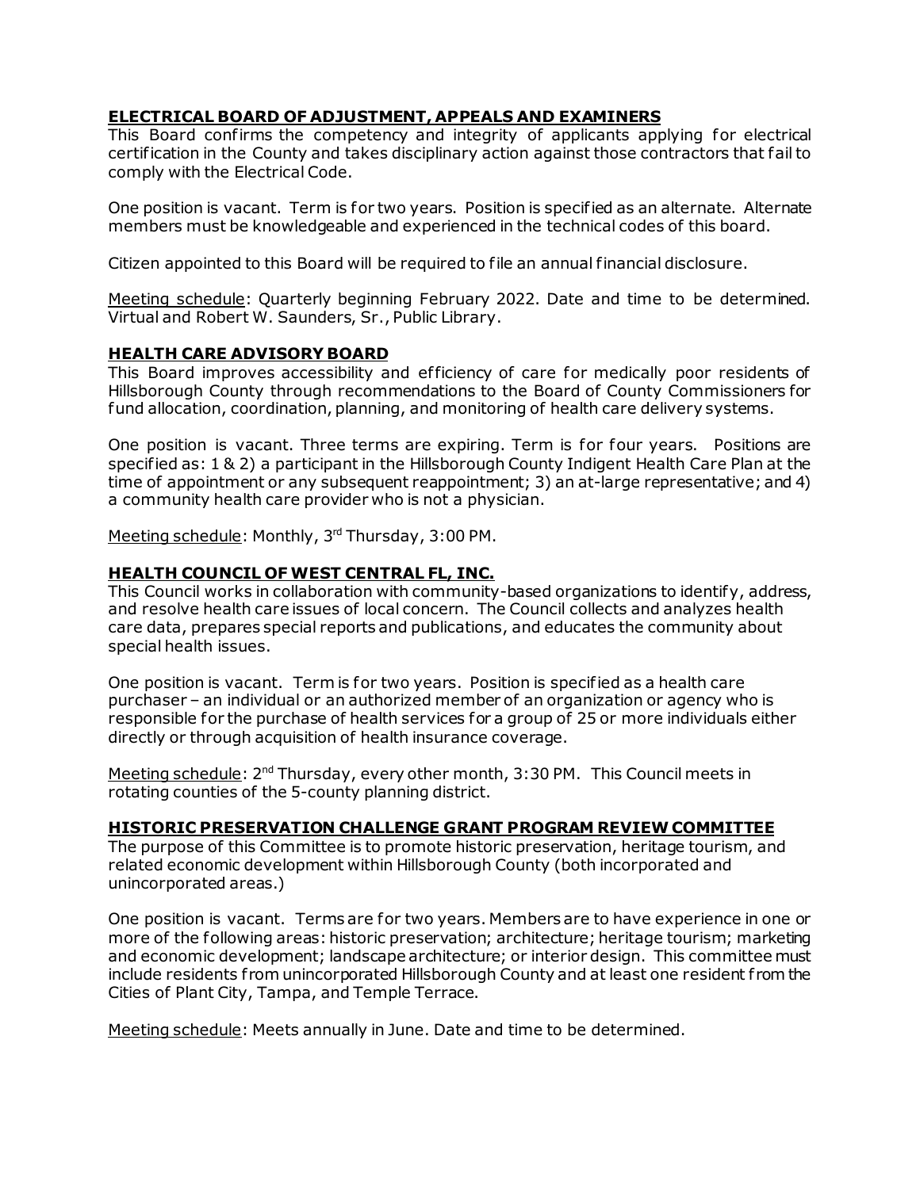## ELECTRICAL BOARD OF ADJUSTMENT, APPEALS AND EXAMINERS

This Board confirms the competency and integrity of applicants applying for electrical certification in the County and takes disciplinary action against those contractors that fail to comply with the Electrical Code.

One position is vacant. Term is for two years. Position is specified as an alternate. Alternate members must be knowledgeable and experienced in the technical codes of this board.

Citizen appointed to this Board will be required to file an annual financial disclosure.

Meeting schedule: Quarterly beginning February 2022. Date and time to be determined. Virtual and Robert W. Saunders, Sr., Public Library.

## HEALTH CARE ADVISORY BOARD

This Board improves accessibility and efficiency of care for medically poor residents of Hillsborough County through recommendations to the Board of County Commissioners for fund allocation, coordination, planning, and monitoring of health care delivery systems.

One position is vacant. Three terms are expiring. Term is for four years. Positions are specified as: 1 & 2) a participant in the Hillsborough County Indigent Health Care Plan at the time of appointment or any subsequent reappointment; 3) an at-large representative; and 4) a community health care provider who is not a physician.

Meeting schedule: Monthly, 3rd Thursday, 3:00 PM.

## HEALTH COUNCIL OF WEST CENTRAL FL, INC.

This Council works in collaboration with community-based organizations to identify, address, and resolve health care issues of local concern. The Council collects and analyzes health care data, prepares special reports and publications, and educates the community about special health issues.

One position is vacant. Term is for two years. Position is specified as a health care purchaser – an individual or an authorized member of an organization or agency who is responsible for the purchase of health services for a group of 25 or more individuals either directly or through acquisition of health insurance coverage.

Meeting schedule: 2nd Thursday, every other month, 3:30 PM. This Council meets in rotating counties of the 5-county planning district.

## HISTORIC PRESERVATION CHALLENGE GRANT PROGRAM REVIEW COMMITTEE

The purpose of this Committee is to promote historic preservation, heritage tourism, and related economic development within Hillsborough County (both incorporated and unincorporated areas.)

One position is vacant. Terms are for two years. Members are to have experience in one or more of the following areas: historic preservation; architecture; heritage tourism; marketing and economic development; landscape architecture; or interior design. This committee must include residents from unincorporated Hillsborough County and at least one resident from the Cities of Plant City, Tampa, and Temple Terrace.

Meeting schedule: Meets annually in June. Date and time to be determined.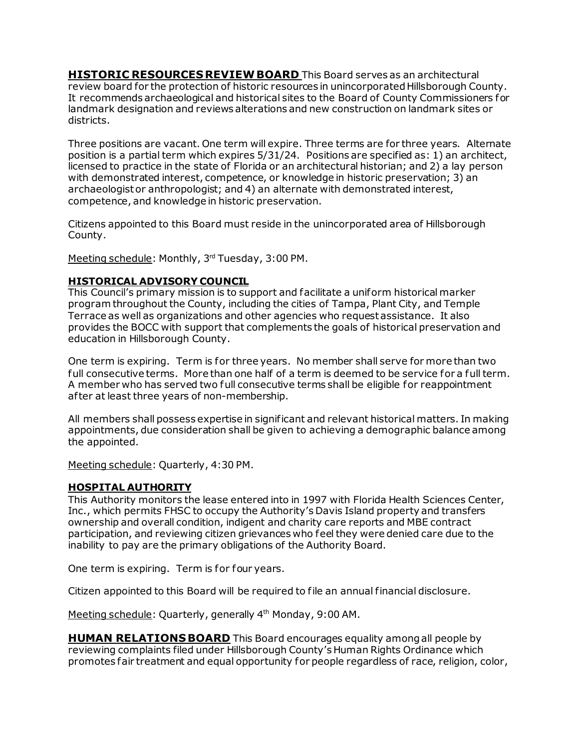**HISTORIC RESOURCES REVIEW BOARD** This Board serves as an architectural review board for the protection of historic resources in unincorporated Hillsborough County. It recommends archaeological and historical sites to the Board of County Commissioners for landmark designation and reviews alterations and new construction on landmark sites or districts.

Three positions are vacant. One term will expire. Three terms are for three years. Alternate position is a partial term which expires 5/31/24. Positions are specified as: 1) an architect, licensed to practice in the state of Florida or an architectural historian; and 2) a lay person with demonstrated interest, competence, or knowledge in historic preservation; 3) an archaeologist or anthropologist; and 4) an alternate with demonstrated interest, competence, and knowledge in historic preservation.

Citizens appointed to this Board must reside in the unincorporated area of Hillsborough County.

Meeting schedule: Monthly, 3rd Tuesday, 3:00 PM.

**HISTORICAL ADVISORY COUNCIL**

This Council's primary mission is to support and facilitate a uniform historical marker program throughout the County, including the cities of Tampa, Plant City, and Temple Terrace as well as organizations and other agencies who request assistance. It also provides the BOCC with support that complements the goals of historical preservation and education in Hillsborough County.

One term is expiring. Term is for three years. No member shall serve for more than two full consecutive terms. More than one half of a term is deemed to be service for a full term. A member who has served two full consecutive terms shall be eligible for reappointment after at least three years of non-membership.

All members shall possess expertise in significant and relevant historical matters. In making appointments, due consideration shall be given to achieving a demographic balance among the appointed.

Meeting schedule: Quarterly, 4:30 PM.

**HOSPITAL AUTHORITY**

This Authority monitors the lease entered into in 1997 with Florida Health Sciences Center, Inc., which permits FHSC to occupy the Authority's Davis Island property and transfers ownership and overall condition, indigent and charity care reports and MBE contract participation, and reviewing citizen grievances who feel they were denied care due to the inability to pay are the primary obligations of the Authority Board.

One term is expiring. Term is for four years.

Citizen appointed to this Board will be required to file an annual financial disclosure.

Meeting schedule: Quarterly, generally 4th Monday, 9:00 AM.

**HUMAN RELATIONS BOARD** This Board encourages equality among all people by reviewing complaints filed under Hillsborough County's Human Rights Ordinance which promotes fair treatment and equal opportunity for people regardless of race, religion, color,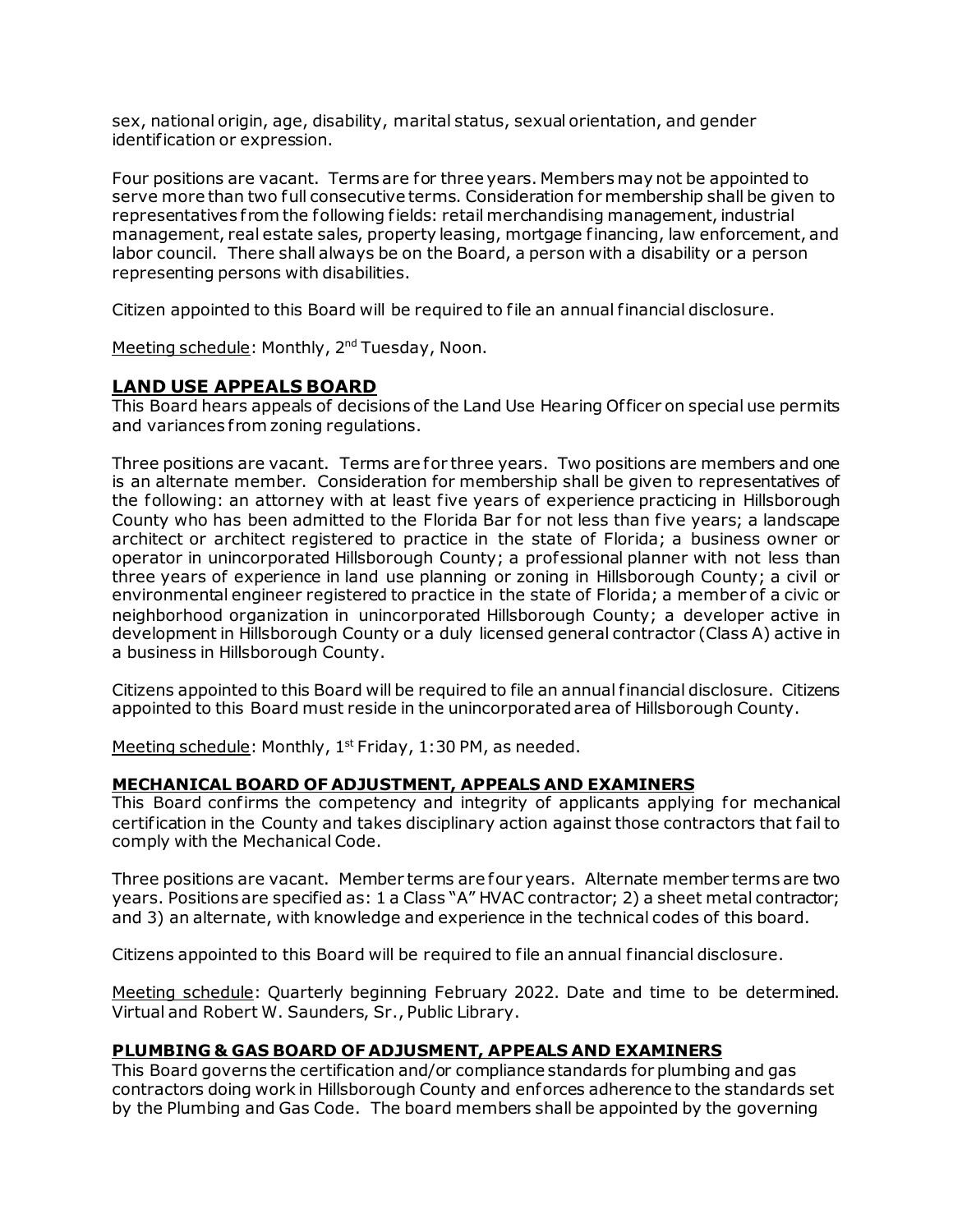sex, national origin, age, disability, marital status, sexual orientation, and gender identification or expression.

Four positions are vacant. Terms are for three years. Members may not be appointed to serve more than two full consecutive terms. Consideration for membership shall be given to representatives from the following fields: retail merchandising management, industrial management, real estate sales, property leasing, mortgage financing, law enforcement, and labor council. There shall always be on the Board, a person with a disability or a person representing persons with disabilities.

Citizen appointed to this Board will be required to file an annual financial disclosure.

Meeting schedule: Monthly, 2nd Tuesday, Noon.

## LAND USE APPEALS BOARD

This Board hears appeals of decisions of the Land Use Hearing Officer on special use permits and variances from zoning regulations.

Three positions are vacant. Terms are for three years. Two positions are members and one is an alternate member. Consideration for membership shall be given to representatives of the following: an attorney with at least five years of experience practicing in Hillsborough County who has been admitted to the Florida Bar for not less than five years; a landscape architect or architect registered to practice in the state of Florida; a business owner or operator in unincorporated Hillsborough County; a professional planner with not less than three years of experience in land use planning or zoning in Hillsborough County; a civil or environmental engineer registered to practice in the state of Florida; a member of a civic or neighborhood organization in unincorporated Hillsborough County; a developer active in development in Hillsborough County or a duly licensed general contractor (Class A) active in a business in Hillsborough County.

Citizens appointed to this Board will be required to file an annual financial disclosure. Citizens appointed to this Board must reside in the unincorporated area of Hillsborough County.

Meeting schedule: Monthly, 1st Friday, 1:30 PM, as needed.

### MECHANICAL BOARD OF ADJUSTMENT, APPEALS AND EXAMINERS

This Board confirms the competency and integrity of applicants applying for mechanical certification in the County and takes disciplinary action against those contractors that fail to comply with the Mechanical Code.

Three positions are vacant. Member terms are four years. Alternate member terms are two years. Positions are specified as: 1 a Class "A" HVAC contractor; 2) a sheet metal contractor; and 3) an alternate, with knowledge and experience in the technical codes of this board.

Citizens appointed to this Board will be required to file an annual financial disclosure.

Meeting schedule: Quarterly beginning February 2022. Date and time to be determined. Virtual and Robert W. Saunders, Sr., Public Library.

### PLUMBING & GAS BOARD OF ADJUSMENT, APPEALS AND EXAMINERS

This Board governs the certification and/or compliance standards for plumbing and gas contractors doing work in Hillsborough County and enforces adherence to the standards set by the Plumbing and Gas Code. The board members shall be appointed by the governing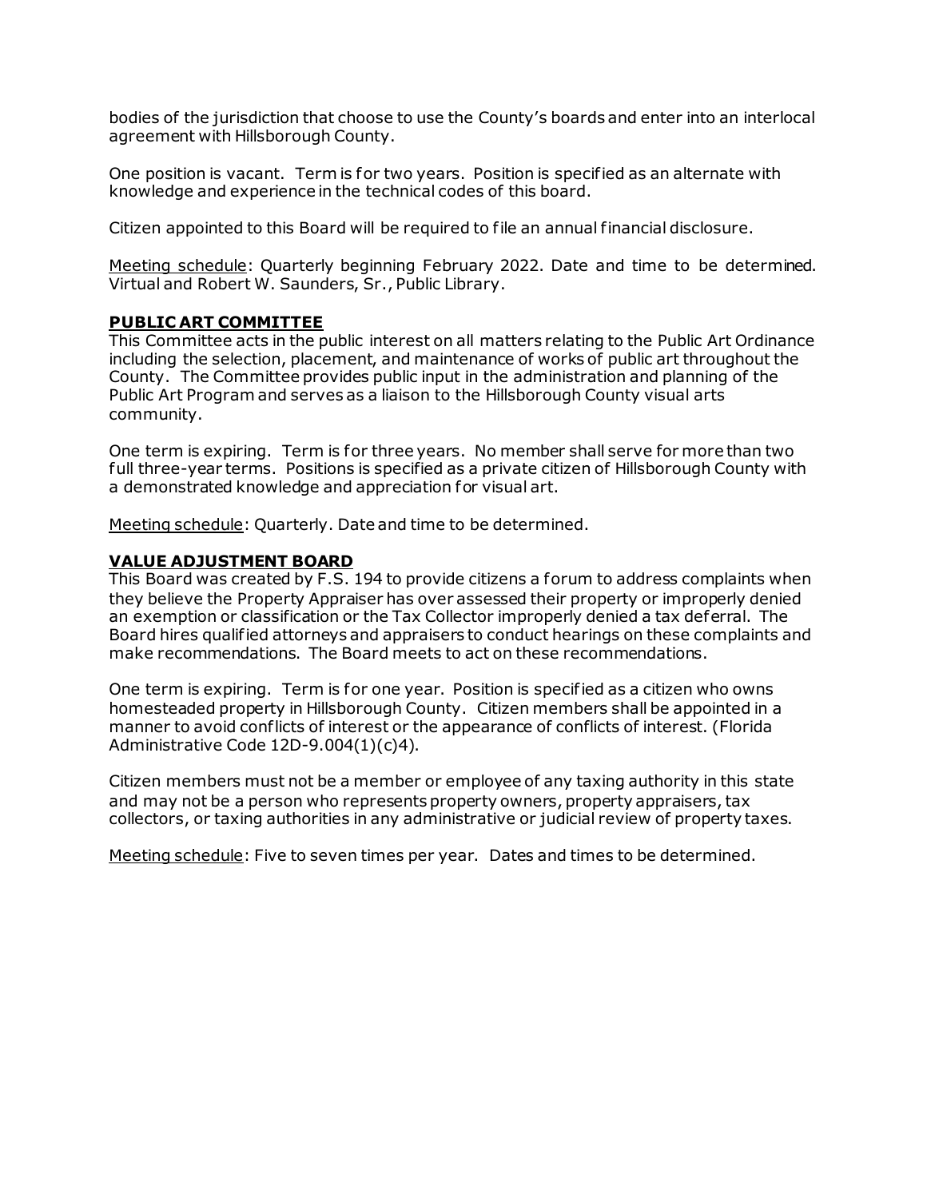bodies of the jurisdiction that choose to use the County's boards and enter into an interlocal agreement with Hillsborough County.

One position is vacant. Term is for two years. Position is specified as an alternate with knowledge and experience in the technical codes of this board.

Citizen appointed to this Board will be required to file an annual financial disclosure.

Meeting schedule: Quarterly beginning February 2022. Date and time to be determined. Virtual and Robert W. Saunders, Sr., Public Library.

**PUBLIC ART COMMITTEE**

This Committee acts in the public interest on all matters relating to the Public Art Ordinance including the selection, placement, and maintenance of works of public art throughout the County. The Committee provides public input in the administration and planning of the Public Art Program and serves as a liaison to the Hillsborough County visual arts community.

One term is expiring. Term is for three years. No member shall serve for more than two full three-year terms. Positions is specified as a private citizen of Hillsborough County with a demonstrated knowledge and appreciation for visual art.

Meeting schedule: Quarterly. Date and time to be determined.

**VALUE ADJUSTMENT BOARD**

This Board was created by F.S. 194 to provide citizens a forum to address complaints when they believe the Property Appraiser has over assessed their property or improperly denied an exemption or classification or the Tax Collector improperly denied a tax deferral. The Board hires qualified attorneys and appraisers to conduct hearings on these complaints and make recommendations. The Board meets to act on these recommendations.

One term is expiring. Term is for one year. Position is specified as a citizen who owns homesteaded property in Hillsborough County. Citizen members shall be appointed in a manner to avoid conflicts of interest or the appearance of conflicts of interest. (Florida Administrative Code 12D-9.004(1)(c)4).

Citizen members must not be a member or employee of any taxing authority in this state and may not be a person who represents property owners, property appraisers, tax collectors, or taxing authorities in any administrative or judicial review of property taxes.

Meeting schedule: Five to seven times per year. Dates and times to be determined.